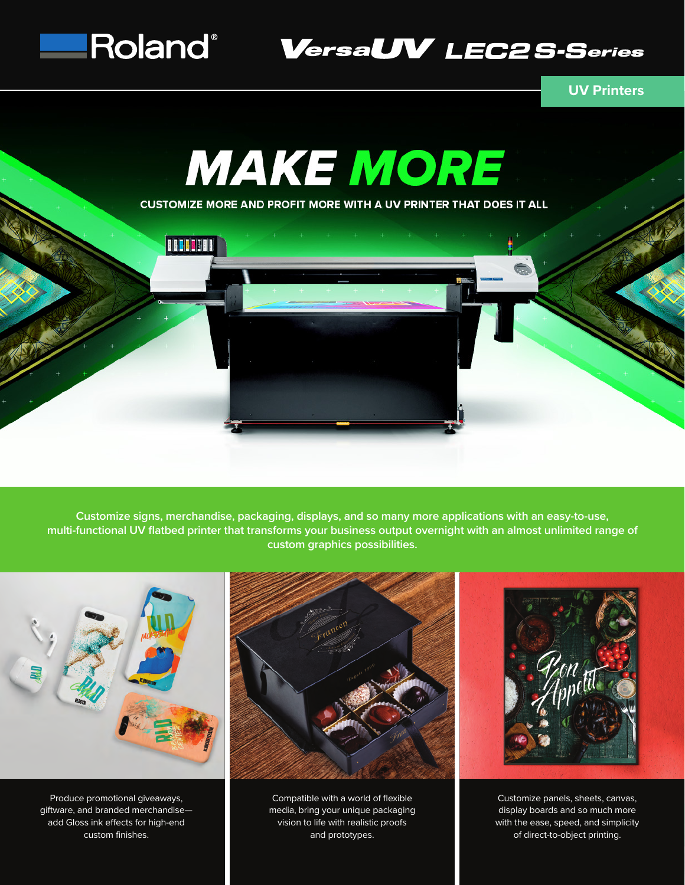Roland

VersaUV LEC2 S-Series

UV Printers

# MAKE MORE

CUSTOMIZE MORE AND PROFIT MORE WITH A UV PRINTER THAT DOES IT ALL

**Customize signs, merchandise, packaging, displays, and so many more applications with an easy-to-use, multi-functional UV flatbed printer that transforms your business output overnight with an almost unlimited range of custom graphics possibilities.**

Produce promotional giveaways, giftware, and branded merchandise—add Gloss ink effects for high-end custom finishes.

Compatible with a world of flexible media, bring your unique packaging vision to life with realistic proofs and prototypes.

Customize panels, sheets, canvas, display boards and so much more with the ease, speed, and simplicity of direct-to-object printing.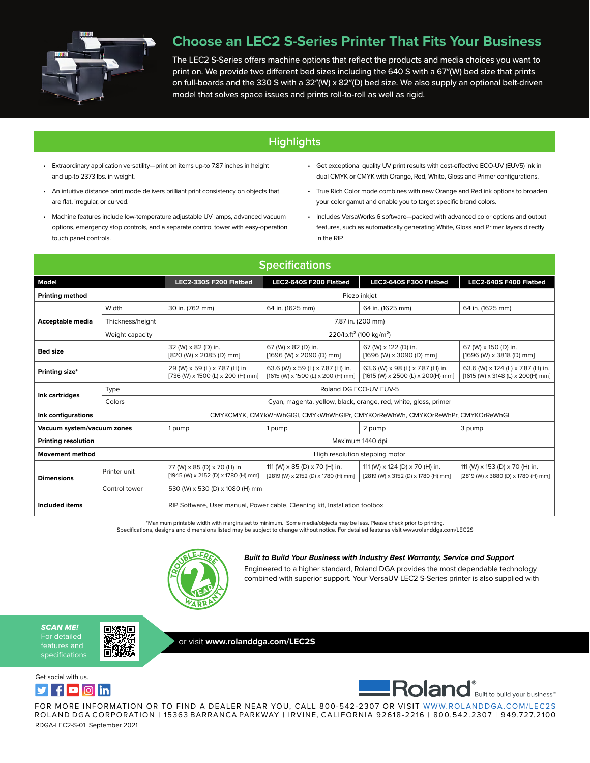## Choose an LEC2 S-Series Printer That Fits Your Business

The LEC2 S-Series offers machine options that reflect the products and media choices you want to print on. We provide two different bed sizes including the 640 S with a 67"(W) bed size that prints on full-boards and the 330 S with a 32"(W) x 82"(D) bed size. We also supply an optional belt-driven model that solves space issues and prints roll-to-roll as well as rigid.

## Highlights

- Extraordinary application versatility—print on items up-to 7.87 inches in height and up-to 2373 lbs. in weight.
- An intuitive distance print mode delivers brilliant print consistency on objects that are flat, irregular, or curved.
- Machine features include low-temperature adjustable UV lamps, advanced vacuum options, emergency stop controls, and a separate control tower with easy-operation touch panel controls.
- Get exceptional quality UV print results with cost-effective ECO-UV (EUV5) ink in dual CMYK or CMYK with Orange, Red, White, Gloss and Primer configurations.
- True Rich Color mode combines with new Orange and Red ink options to broaden your color gamut and enable you to target specific brand colors.
- Includes VersaWorks 6 software—packed with advanced color options and output features, such as automatically generating White, Gloss and Primer layers directly in the RIP.

## Specifications

| Model | | LEC2-330S F200 Flatbed | LEC2-640S F200 Flatbed | LEC2-640S F300 Flatbed | LEC2-640S F400 Flatbed |
|---|---|---|---|---|---|
| Printing method | | Piezo inkjet | | | |
| Acceptable media | Width | 30 in. (762 mm) | 64 in. (1625 mm) | 64 in. (1625 mm) | 64 in. (1625 mm) |
| | Thickness/height | 7.87 in. (200 mm) | | | |
| | Weight capacity | 220/lb.ft² (100 kg/m²) | | | |
| Bed size | | 32 (W) x 82 (D) in. [820 (W) x 2085 (D) mm] | 67 (W) x 82 (D) in. [1696 (W) x 2090 (D) mm] | 67 (W) x 122 (D) in. [1696 (W) x 3090 (D) mm] | 67 (W) x 150 (D) in. [1696 (W) x 3818 (D) mm] |
| Printing size* | | 29 (W) x 59 (L) x 7.87 (H) in. [736 (W) x 1500 (L) x 200 (H) mm] | 63.6 (W) x 59 (L) x 7.87 (H) in. [1615 (W) x 1500 (L) x 200 (H) mm] | 63.6 (W) x 98 (L) x 7.87 (H) in. [1615 (W) x 2500 (L) x 200(H) mm] | 63.6 (W) x 124 (L) x 7.87 (H) in. [1615 (W) x 3148 (L) x 200(H) mm] |
| Ink cartridges | Type | Roland DG ECO-UV EUV-5 | | | |
| | Colors | Cyan, magenta, yellow, black, orange, red, white, gloss, primer | | | |
| Ink configurations | | CMYKCMYK, CMYKWhWhGlGl, CMYKWhWhGlPr, CMYKOrReWhWh, CMYKOrReWhPr, CMYKOrReWhGl | | | |
| Vacuum system/vacuum zones | | 1 pump | 1 pump | 2 pump | 3 pump |
| Printing resolution | | Maximum 1440 dpi | | | |
| Movement method | | High resolution stepping motor | | | |
| Dimensions | Printer unit | 77 (W) x 85 (D) x 70 (H) in. [1945 (W) x 2152 (D) x 1780 (H) mm] | 111 (W) x 85 (D) x 70 (H) in. [2819 (W) x 2152 (D) x 1780 (H) mm] | 111 (W) x 124 (D) x 70 (H) in. [2819 (W) x 3152 (D) x 1780 (H) mm] | 111 (W) x 153 (D) x 70 (H) in. [2819 (W) x 3880 (D) x 1780 (H) mm] |
| | Control tower | 530 (W) x 530 (D) x 1080 (H) mm | | | |
| Included items | | RIP Software, User manual, Power cable, Cleaning kit, Installation toolbox | | | |

*Maximum printable width with margins set to minimum. Some media/objects may be less. Please check prior to printing.
Specifications, designs and dimensions listed may be subject to change without notice. For detailed features visit www.rolanddga.com/LEC2S

TROUBLE-FREE 2 YEAR WARRANTY

***Built to Build Your Business with Industry Best Warranty, Service and Support***

Engineered to a higher standard, Roland DGA provides the most dependable technology combined with superior support. Your VersaUV LEC2 S-Series printer is also supplied with

***SCAN ME!***
For detailed features and specifications

or visit **www.rolanddga.com/LEC2S**

Get social with us.

Roland® Built to build your business™

FOR MORE INFORMATION OR TO FIND A DEALER NEAR YOU, CALL 800-542-2307 OR VISIT WWW.ROLANDDGA.COM/LEC2S
ROLAND DGA CORPORATION | 15363 BARRANCA PARKWAY | IRVINE, CALIFORNIA 92618-2216 | 800.542.2307 | 949.727.2100

RDGA-LEC2-S-01 September 2021